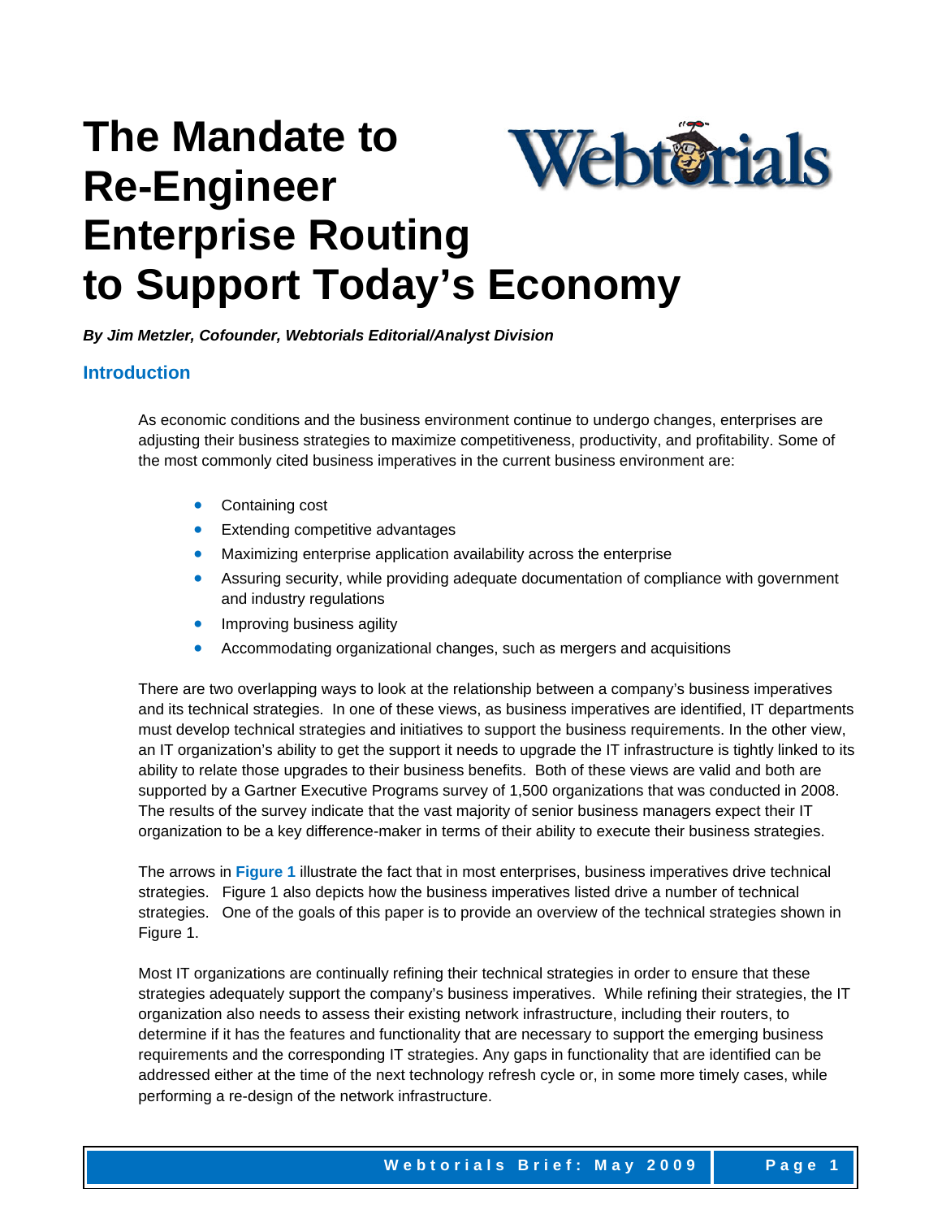# The Mandate to Re-Engineer Enterprise Routing to Support Today's Economy

***By Jim Metzler, Cofounder, Webtorials Editorial/Analyst Division***

## Introduction

As economic conditions and the business environment continue to undergo changes, enterprises are adjusting their business strategies to maximize competitiveness, productivity, and profitability. Some of the most commonly cited business imperatives in the current business environment are:

- Containing cost
- Extending competitive advantages
- Maximizing enterprise application availability across the enterprise
- Assuring security, while providing adequate documentation of compliance with government and industry regulations
- Improving business agility
- Accommodating organizational changes, such as mergers and acquisitions

There are two overlapping ways to look at the relationship between a company's business imperatives and its technical strategies. In one of these views, as business imperatives are identified, IT departments must develop technical strategies and initiatives to support the business requirements. In the other view, an IT organization's ability to get the support it needs to upgrade the IT infrastructure is tightly linked to its ability to relate those upgrades to their business benefits. Both of these views are valid and both are supported by a Gartner Executive Programs survey of 1,500 organizations that was conducted in 2008. The results of the survey indicate that the vast majority of senior business managers expect their IT organization to be a key difference-maker in terms of their ability to execute their business strategies.

The arrows in **Figure 1** illustrate the fact that in most enterprises, business imperatives drive technical strategies. Figure 1 also depicts how the business imperatives listed drive a number of technical strategies. One of the goals of this paper is to provide an overview of the technical strategies shown in Figure 1.

Most IT organizations are continually refining their technical strategies in order to ensure that these strategies adequately support the company's business imperatives. While refining their strategies, the IT organization also needs to assess their existing network infrastructure, including their routers, to determine if it has the features and functionality that are necessary to support the emerging business requirements and the corresponding IT strategies. Any gaps in functionality that are identified can be addressed either at the time of the next technology refresh cycle or, in some more timely cases, while performing a re-design of the network infrastructure.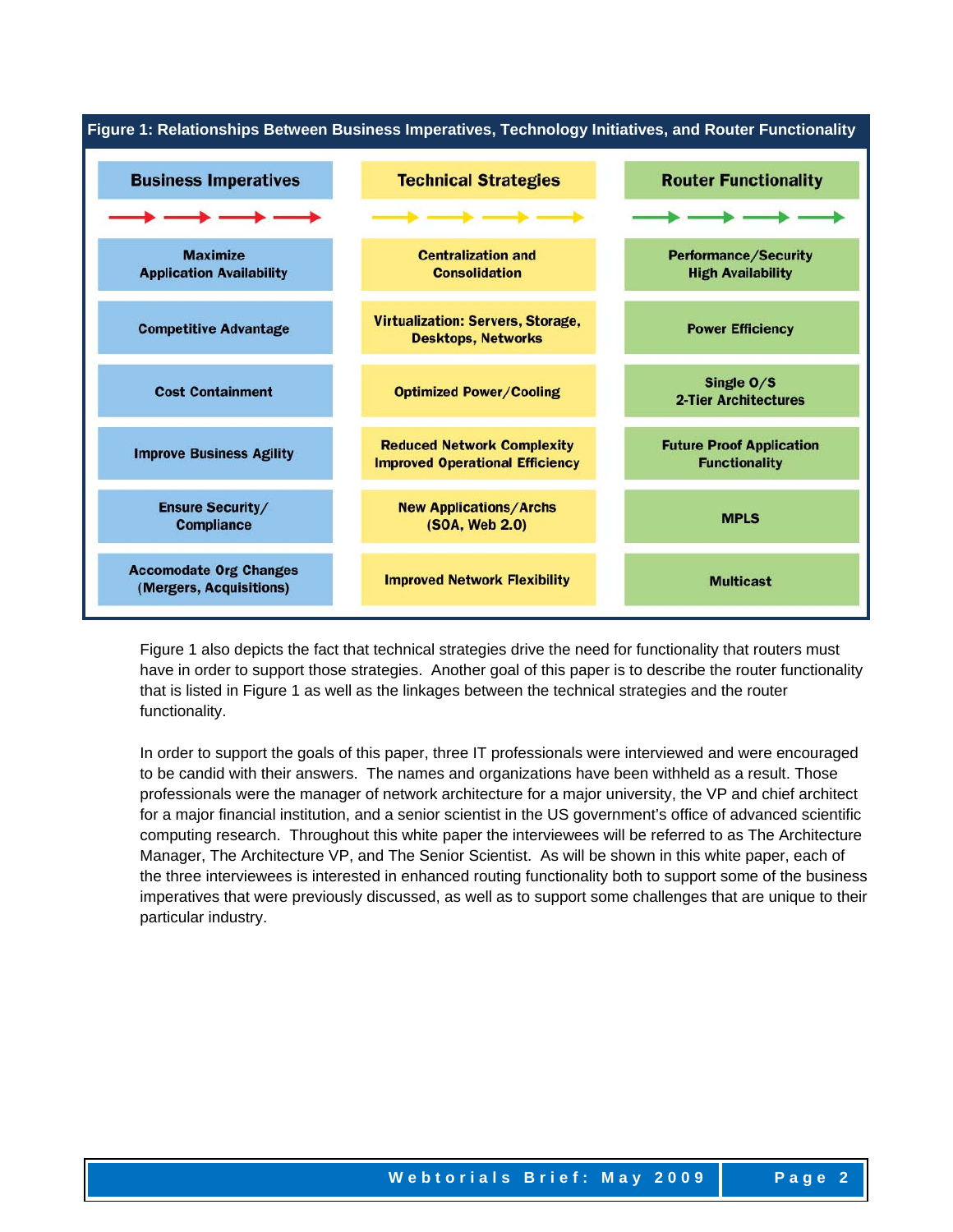**Figure 1: Relationships Between Business Imperatives, Technology Initiatives, and Router Functionality**

| Business Imperatives | Technical Strategies | Router Functionality |
| --- | --- | --- |
| Maximize Application Availability | Centralization and Consolidation | Performance/Security High Availability |
| Competitive Advantage | Virtualization: Servers, Storage, Desktops, Networks | Power Efficiency |
| Cost Containment | Optimized Power/Cooling | Single O/S 2-Tier Architectures |
| Improve Business Agility | Reduced Network Complexity Improved Operational Efficiency | Future Proof Application Functionality |
| Ensure Security/ Compliance | New Applications/Archs (SOA, Web 2.0) | MPLS |
| Accomodate Org Changes (Mergers, Acquisitions) | Improved Network Flexibility | Multicast |

Figure 1 also depicts the fact that technical strategies drive the need for functionality that routers must have in order to support those strategies. Another goal of this paper is to describe the router functionality that is listed in Figure 1 as well as the linkages between the technical strategies and the router functionality.

In order to support the goals of this paper, three IT professionals were interviewed and were encouraged to be candid with their answers. The names and organizations have been withheld as a result. Those professionals were the manager of network architecture for a major university, the VP and chief architect for a major financial institution, and a senior scientist in the US government's office of advanced scientific computing research. Throughout this white paper the interviewees will be referred to as The Architecture Manager, The Architecture VP, and The Senior Scientist. As will be shown in this white paper, each of the three interviewees is interested in enhanced routing functionality both to support some of the business imperatives that were previously discussed, as well as to support some challenges that are unique to their particular industry.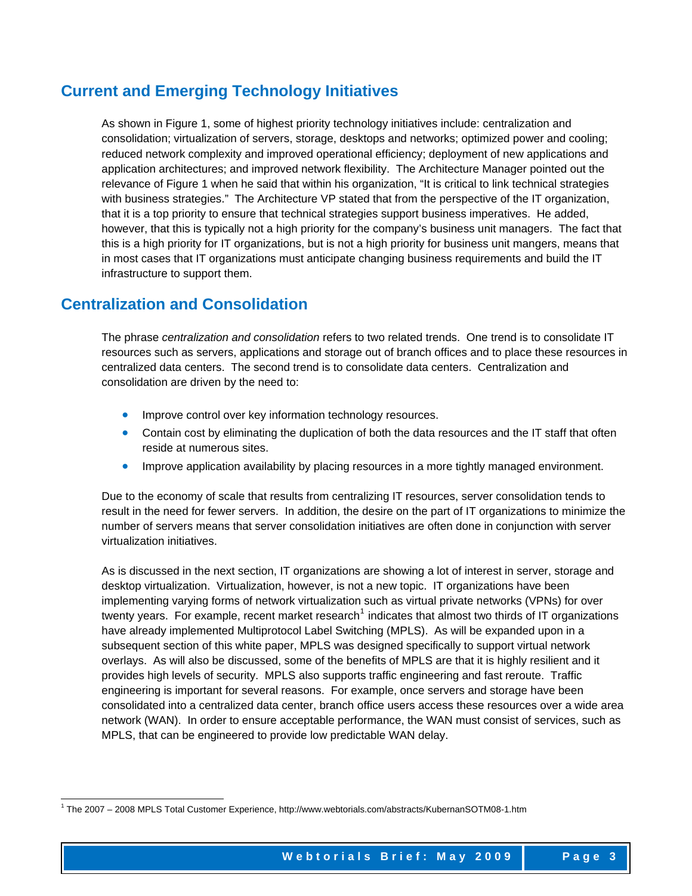## Current and Emerging Technology Initiatives

As shown in Figure 1, some of highest priority technology initiatives include: centralization and consolidation; virtualization of servers, storage, desktops and networks; optimized power and cooling; reduced network complexity and improved operational efficiency; deployment of new applications and application architectures; and improved network flexibility. The Architecture Manager pointed out the relevance of Figure 1 when he said that within his organization, "It is critical to link technical strategies with business strategies." The Architecture VP stated that from the perspective of the IT organization, that it is a top priority to ensure that technical strategies support business imperatives. He added, however, that this is typically not a high priority for the company's business unit managers. The fact that this is a high priority for IT organizations, but is not a high priority for business unit mangers, means that in most cases that IT organizations must anticipate changing business requirements and build the IT infrastructure to support them.

## Centralization and Consolidation

The phrase *centralization and consolidation* refers to two related trends. One trend is to consolidate IT resources such as servers, applications and storage out of branch offices and to place these resources in centralized data centers. The second trend is to consolidate data centers. Centralization and consolidation are driven by the need to:

- Improve control over key information technology resources.
- Contain cost by eliminating the duplication of both the data resources and the IT staff that often reside at numerous sites.
- Improve application availability by placing resources in a more tightly managed environment.

Due to the economy of scale that results from centralizing IT resources, server consolidation tends to result in the need for fewer servers. In addition, the desire on the part of IT organizations to minimize the number of servers means that server consolidation initiatives are often done in conjunction with server virtualization initiatives.

As is discussed in the next section, IT organizations are showing a lot of interest in server, storage and desktop virtualization. Virtualization, however, is not a new topic. IT organizations have been implementing varying forms of network virtualization such as virtual private networks (VPNs) for over twenty years. For example, recent market research[1] indicates that almost two thirds of IT organizations have already implemented Multiprotocol Label Switching (MPLS). As will be expanded upon in a subsequent section of this white paper, MPLS was designed specifically to support virtual network overlays. As will also be discussed, some of the benefits of MPLS are that it is highly resilient and it provides high levels of security. MPLS also supports traffic engineering and fast reroute. Traffic engineering is important for several reasons. For example, once servers and storage have been consolidated into a centralized data center, branch office users access these resources over a wide area network (WAN). In order to ensure acceptable performance, the WAN must consist of services, such as MPLS, that can be engineered to provide low predictable WAN delay.

[1] The 2007 – 2008 MPLS Total Customer Experience, http://www.webtorials.com/abstracts/KubernanSOTM08-1.htm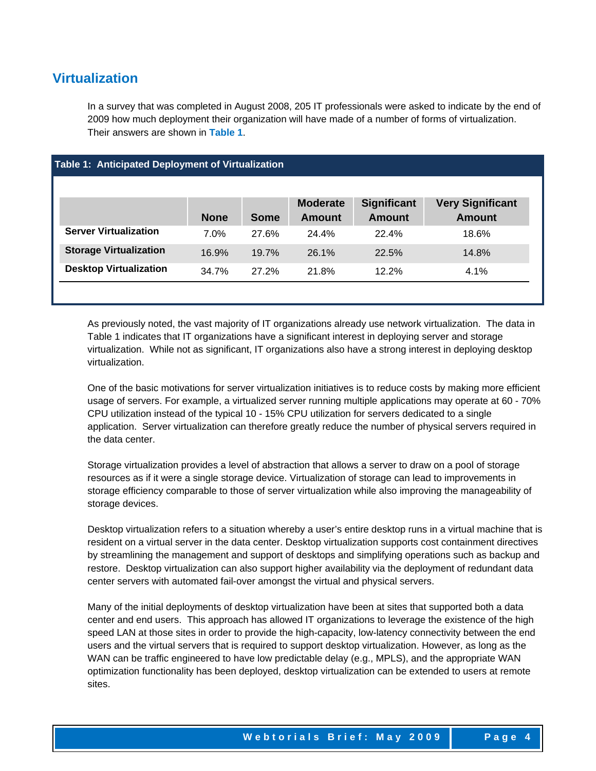## Virtualization

In a survey that was completed in August 2008, 205 IT professionals were asked to indicate by the end of 2009 how much deployment their organization will have made of a number of forms of virtualization. Their answers are shown in **Table 1**.

**Table 1: Anticipated Deployment of Virtualization**

| | None | Some | Moderate Amount | Significant Amount | Very Significant Amount |
|---|---|---|---|---|---|
| **Server Virtualization** | 7.0% | 27.6% | 24.4% | 22.4% | 18.6% |
| **Storage Virtualization** | 16.9% | 19.7% | 26.1% | 22.5% | 14.8% |
| **Desktop Virtualization** | 34.7% | 27.2% | 21.8% | 12.2% | 4.1% |

As previously noted, the vast majority of IT organizations already use network virtualization. The data in Table 1 indicates that IT organizations have a significant interest in deploying server and storage virtualization. While not as significant, IT organizations also have a strong interest in deploying desktop virtualization.

One of the basic motivations for server virtualization initiatives is to reduce costs by making more efficient usage of servers. For example, a virtualized server running multiple applications may operate at 60 - 70% CPU utilization instead of the typical 10 - 15% CPU utilization for servers dedicated to a single application. Server virtualization can therefore greatly reduce the number of physical servers required in the data center.

Storage virtualization provides a level of abstraction that allows a server to draw on a pool of storage resources as if it were a single storage device. Virtualization of storage can lead to improvements in storage efficiency comparable to those of server virtualization while also improving the manageability of storage devices.

Desktop virtualization refers to a situation whereby a user's entire desktop runs in a virtual machine that is resident on a virtual server in the data center. Desktop virtualization supports cost containment directives by streamlining the management and support of desktops and simplifying operations such as backup and restore. Desktop virtualization can also support higher availability via the deployment of redundant data center servers with automated fail-over amongst the virtual and physical servers.

Many of the initial deployments of desktop virtualization have been at sites that supported both a data center and end users. This approach has allowed IT organizations to leverage the existence of the high speed LAN at those sites in order to provide the high-capacity, low-latency connectivity between the end users and the virtual servers that is required to support desktop virtualization. However, as long as the WAN can be traffic engineered to have low predictable delay (e.g., MPLS), and the appropriate WAN optimization functionality has been deployed, desktop virtualization can be extended to users at remote sites.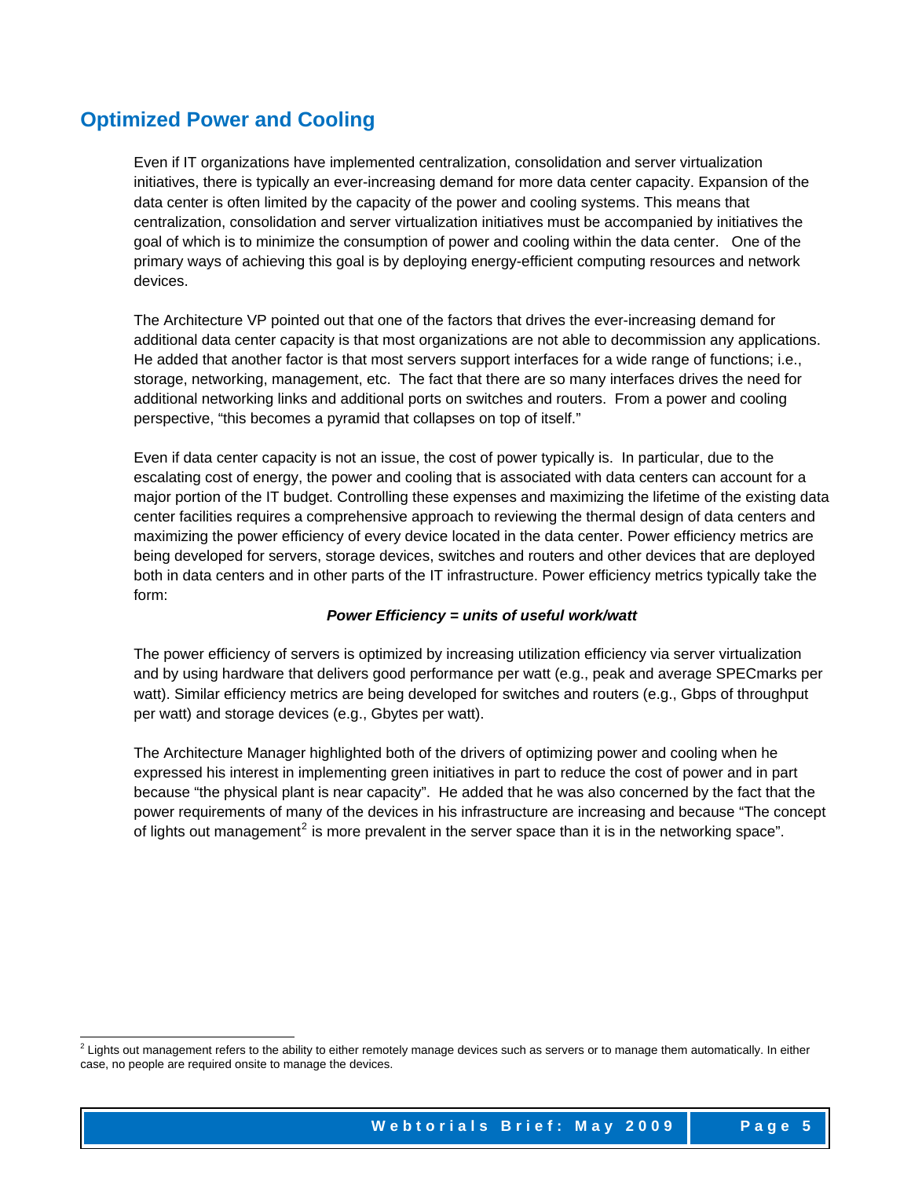## Optimized Power and Cooling

Even if IT organizations have implemented centralization, consolidation and server virtualization initiatives, there is typically an ever-increasing demand for more data center capacity. Expansion of the data center is often limited by the capacity of the power and cooling systems. This means that centralization, consolidation and server virtualization initiatives must be accompanied by initiatives the goal of which is to minimize the consumption of power and cooling within the data center. One of the primary ways of achieving this goal is by deploying energy-efficient computing resources and network devices.

The Architecture VP pointed out that one of the factors that drives the ever-increasing demand for additional data center capacity is that most organizations are not able to decommission any applications. He added that another factor is that most servers support interfaces for a wide range of functions; i.e., storage, networking, management, etc. The fact that there are so many interfaces drives the need for additional networking links and additional ports on switches and routers. From a power and cooling perspective, "this becomes a pyramid that collapses on top of itself."

Even if data center capacity is not an issue, the cost of power typically is. In particular, due to the escalating cost of energy, the power and cooling that is associated with data centers can account for a major portion of the IT budget. Controlling these expenses and maximizing the lifetime of the existing data center facilities requires a comprehensive approach to reviewing the thermal design of data centers and maximizing the power efficiency of every device located in the data center. Power efficiency metrics are being developed for servers, storage devices, switches and routers and other devices that are deployed both in data centers and in other parts of the IT infrastructure. Power efficiency metrics typically take the form:

***Power Efficiency = units of useful work/watt***

The power efficiency of servers is optimized by increasing utilization efficiency via server virtualization and by using hardware that delivers good performance per watt (e.g., peak and average SPECmarks per watt). Similar efficiency metrics are being developed for switches and routers (e.g., Gbps of throughput per watt) and storage devices (e.g., Gbytes per watt).

The Architecture Manager highlighted both of the drivers of optimizing power and cooling when he expressed his interest in implementing green initiatives in part to reduce the cost of power and in part because "the physical plant is near capacity". He added that he was also concerned by the fact that the power requirements of many of the devices in his infrastructure are increasing and because "The concept of lights out management[2] is more prevalent in the server space than it is in the networking space".

[2] Lights out management refers to the ability to either remotely manage devices such as servers or to manage them automatically. In either case, no people are required onsite to manage the devices.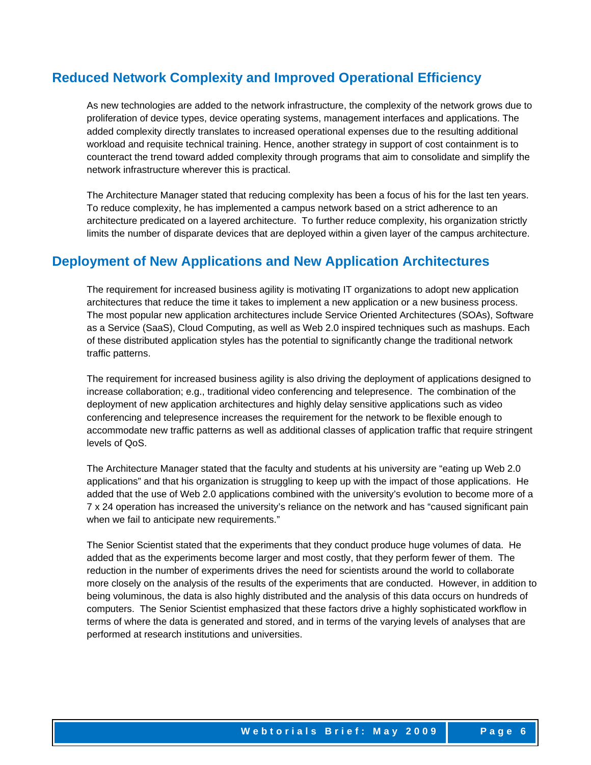## Reduced Network Complexity and Improved Operational Efficiency

As new technologies are added to the network infrastructure, the complexity of the network grows due to proliferation of device types, device operating systems, management interfaces and applications. The added complexity directly translates to increased operational expenses due to the resulting additional workload and requisite technical training. Hence, another strategy in support of cost containment is to counteract the trend toward added complexity through programs that aim to consolidate and simplify the network infrastructure wherever this is practical.

The Architecture Manager stated that reducing complexity has been a focus of his for the last ten years. To reduce complexity, he has implemented a campus network based on a strict adherence to an architecture predicated on a layered architecture. To further reduce complexity, his organization strictly limits the number of disparate devices that are deployed within a given layer of the campus architecture.

## Deployment of New Applications and New Application Architectures

The requirement for increased business agility is motivating IT organizations to adopt new application architectures that reduce the time it takes to implement a new application or a new business process. The most popular new application architectures include Service Oriented Architectures (SOAs), Software as a Service (SaaS), Cloud Computing, as well as Web 2.0 inspired techniques such as mashups. Each of these distributed application styles has the potential to significantly change the traditional network traffic patterns.

The requirement for increased business agility is also driving the deployment of applications designed to increase collaboration; e.g., traditional video conferencing and telepresence. The combination of the deployment of new application architectures and highly delay sensitive applications such as video conferencing and telepresence increases the requirement for the network to be flexible enough to accommodate new traffic patterns as well as additional classes of application traffic that require stringent levels of QoS.

The Architecture Manager stated that the faculty and students at his university are "eating up Web 2.0 applications" and that his organization is struggling to keep up with the impact of those applications. He added that the use of Web 2.0 applications combined with the university's evolution to become more of a 7 x 24 operation has increased the university's reliance on the network and has "caused significant pain when we fail to anticipate new requirements."

The Senior Scientist stated that the experiments that they conduct produce huge volumes of data. He added that as the experiments become larger and most costly, that they perform fewer of them. The reduction in the number of experiments drives the need for scientists around the world to collaborate more closely on the analysis of the results of the experiments that are conducted. However, in addition to being voluminous, the data is also highly distributed and the analysis of this data occurs on hundreds of computers. The Senior Scientist emphasized that these factors drive a highly sophisticated workflow in terms of where the data is generated and stored, and in terms of the varying levels of analyses that are performed at research institutions and universities.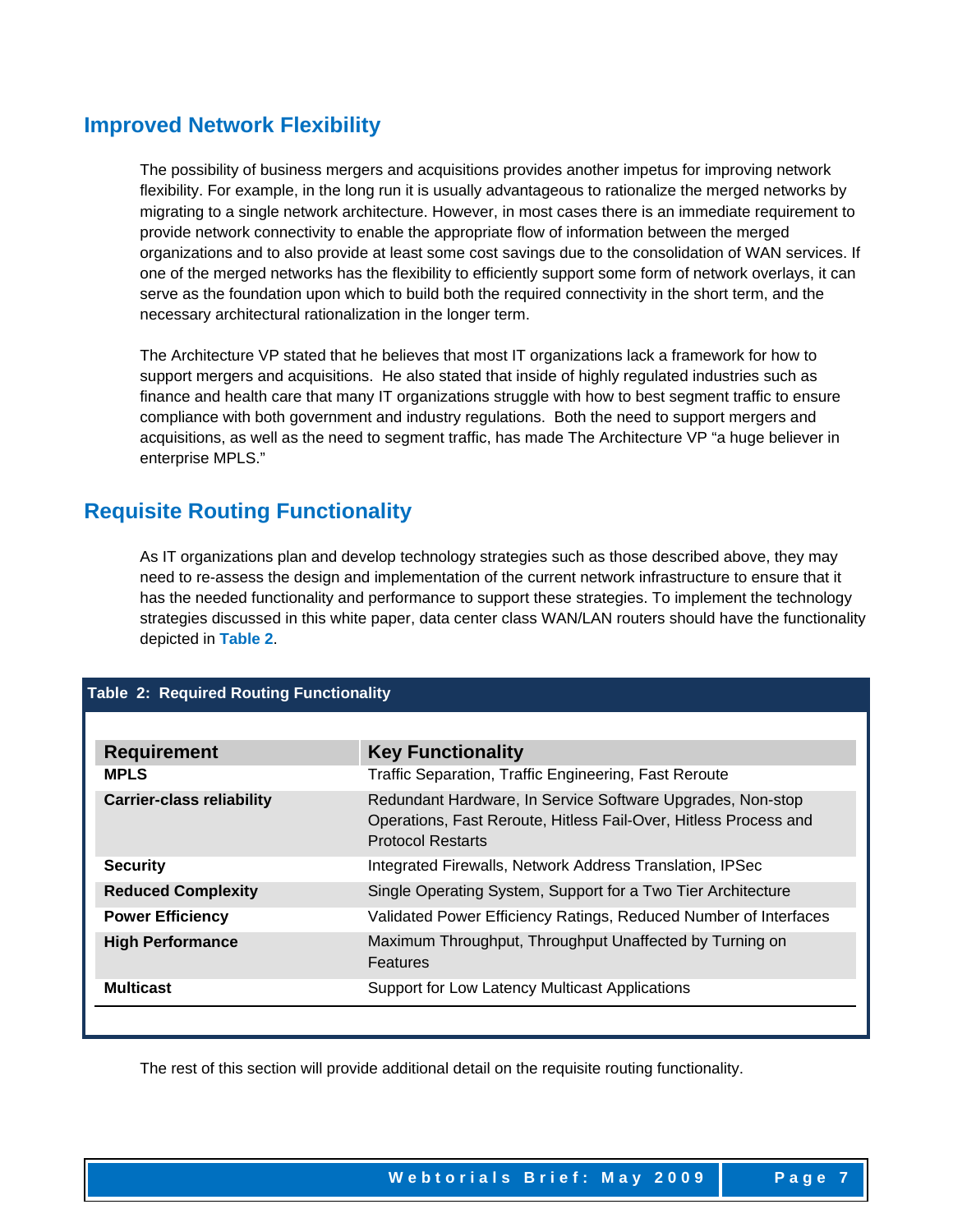## Improved Network Flexibility

The possibility of business mergers and acquisitions provides another impetus for improving network flexibility. For example, in the long run it is usually advantageous to rationalize the merged networks by migrating to a single network architecture. However, in most cases there is an immediate requirement to provide network connectivity to enable the appropriate flow of information between the merged organizations and to also provide at least some cost savings due to the consolidation of WAN services. If one of the merged networks has the flexibility to efficiently support some form of network overlays, it can serve as the foundation upon which to build both the required connectivity in the short term, and the necessary architectural rationalization in the longer term.

The Architecture VP stated that he believes that most IT organizations lack a framework for how to support mergers and acquisitions. He also stated that inside of highly regulated industries such as finance and health care that many IT organizations struggle with how to best segment traffic to ensure compliance with both government and industry regulations. Both the need to support mergers and acquisitions, as well as the need to segment traffic, has made The Architecture VP "a huge believer in enterprise MPLS."

## Requisite Routing Functionality

As IT organizations plan and develop technology strategies such as those described above, they may need to re-assess the design and implementation of the current network infrastructure to ensure that it has the needed functionality and performance to support these strategies. To implement the technology strategies discussed in this white paper, data center class WAN/LAN routers should have the functionality depicted in **Table 2**.

**Table 2: Required Routing Functionality**

| Requirement | Key Functionality |
|---|---|
| **MPLS** | Traffic Separation, Traffic Engineering, Fast Reroute |
| **Carrier-class reliability** | Redundant Hardware, In Service Software Upgrades, Non-stop Operations, Fast Reroute, Hitless Fail-Over, Hitless Process and Protocol Restarts |
| **Security** | Integrated Firewalls, Network Address Translation, IPSec |
| **Reduced Complexity** | Single Operating System, Support for a Two Tier Architecture |
| **Power Efficiency** | Validated Power Efficiency Ratings, Reduced Number of Interfaces |
| **High Performance** | Maximum Throughput, Throughput Unaffected by Turning on Features |
| **Multicast** | Support for Low Latency Multicast Applications |

The rest of this section will provide additional detail on the requisite routing functionality.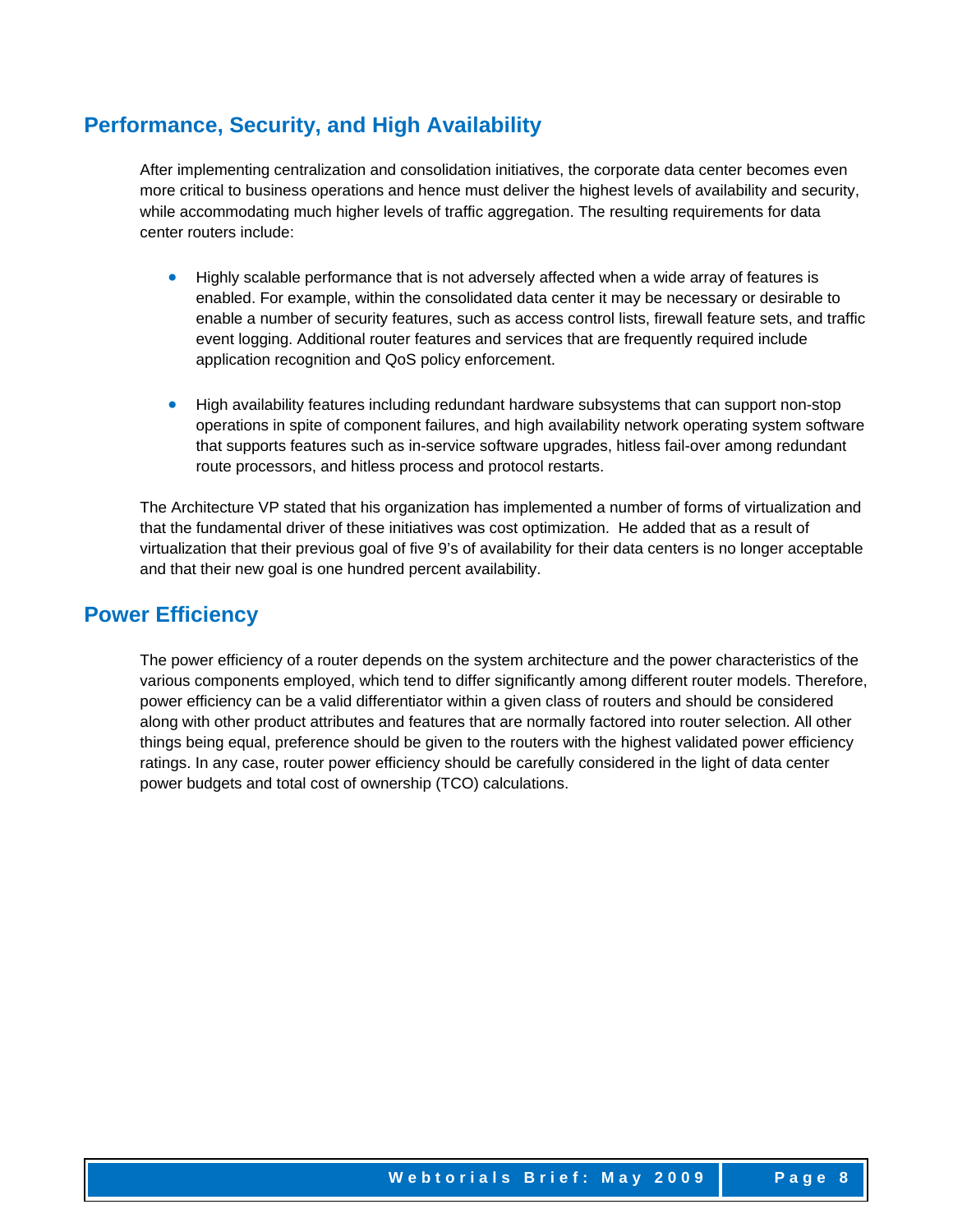## Performance, Security, and High Availability

After implementing centralization and consolidation initiatives, the corporate data center becomes even more critical to business operations and hence must deliver the highest levels of availability and security, while accommodating much higher levels of traffic aggregation. The resulting requirements for data center routers include:

- Highly scalable performance that is not adversely affected when a wide array of features is enabled. For example, within the consolidated data center it may be necessary or desirable to enable a number of security features, such as access control lists, firewall feature sets, and traffic event logging. Additional router features and services that are frequently required include application recognition and QoS policy enforcement.

- High availability features including redundant hardware subsystems that can support non-stop operations in spite of component failures, and high availability network operating system software that supports features such as in-service software upgrades, hitless fail-over among redundant route processors, and hitless process and protocol restarts.

The Architecture VP stated that his organization has implemented a number of forms of virtualization and that the fundamental driver of these initiatives was cost optimization. He added that as a result of virtualization that their previous goal of five 9's of availability for their data centers is no longer acceptable and that their new goal is one hundred percent availability.

## Power Efficiency

The power efficiency of a router depends on the system architecture and the power characteristics of the various components employed, which tend to differ significantly among different router models. Therefore, power efficiency can be a valid differentiator within a given class of routers and should be considered along with other product attributes and features that are normally factored into router selection. All other things being equal, preference should be given to the routers with the highest validated power efficiency ratings. In any case, router power efficiency should be carefully considered in the light of data center power budgets and total cost of ownership (TCO) calculations.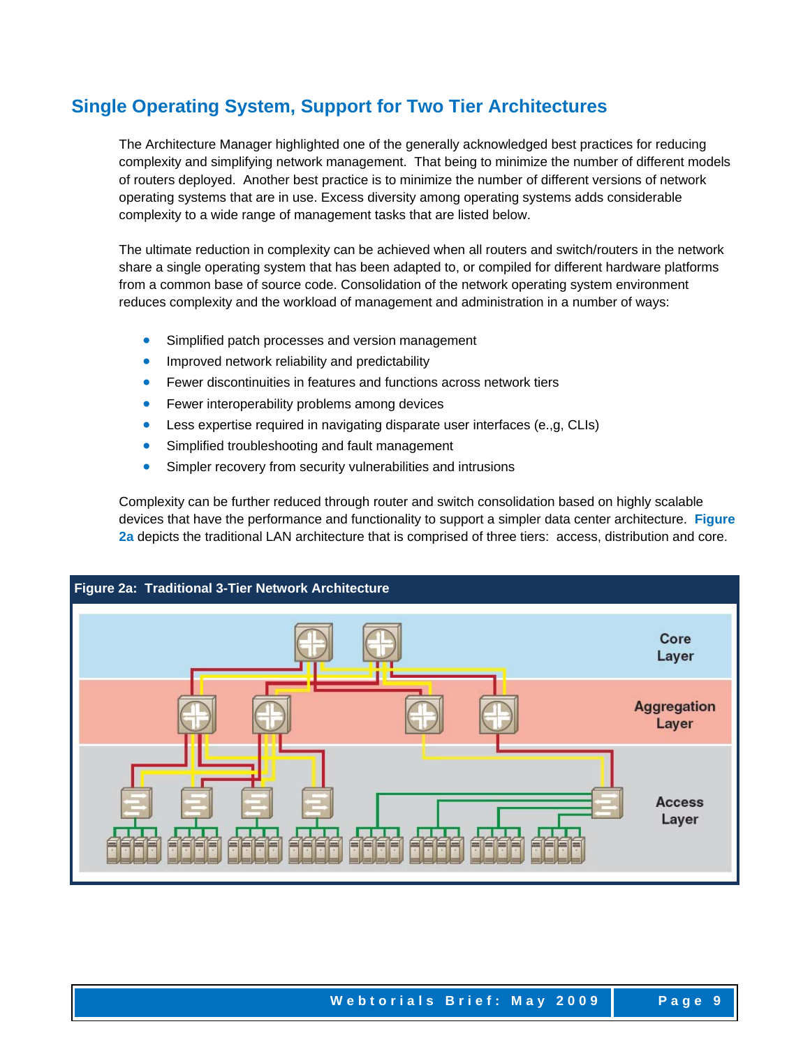## Single Operating System, Support for Two Tier Architectures

The Architecture Manager highlighted one of the generally acknowledged best practices for reducing complexity and simplifying network management. That being to minimize the number of different models of routers deployed. Another best practice is to minimize the number of different versions of network operating systems that are in use. Excess diversity among operating systems adds considerable complexity to a wide range of management tasks that are listed below.

The ultimate reduction in complexity can be achieved when all routers and switch/routers in the network share a single operating system that has been adapted to, or compiled for different hardware platforms from a common base of source code. Consolidation of the network operating system environment reduces complexity and the workload of management and administration in a number of ways:

- Simplified patch processes and version management
- Improved network reliability and predictability
- Fewer discontinuities in features and functions across network tiers
- Fewer interoperability problems among devices
- Less expertise required in navigating disparate user interfaces (e.,g, CLIs)
- Simplified troubleshooting and fault management
- Simpler recovery from security vulnerabilities and intrusions

Complexity can be further reduced through router and switch consolidation based on highly scalable devices that have the performance and functionality to support a simpler data center architecture. **Figure 2a** depicts the traditional LAN architecture that is comprised of three tiers: access, distribution and core.

**Figure 2a: Traditional 3-Tier Network Architecture**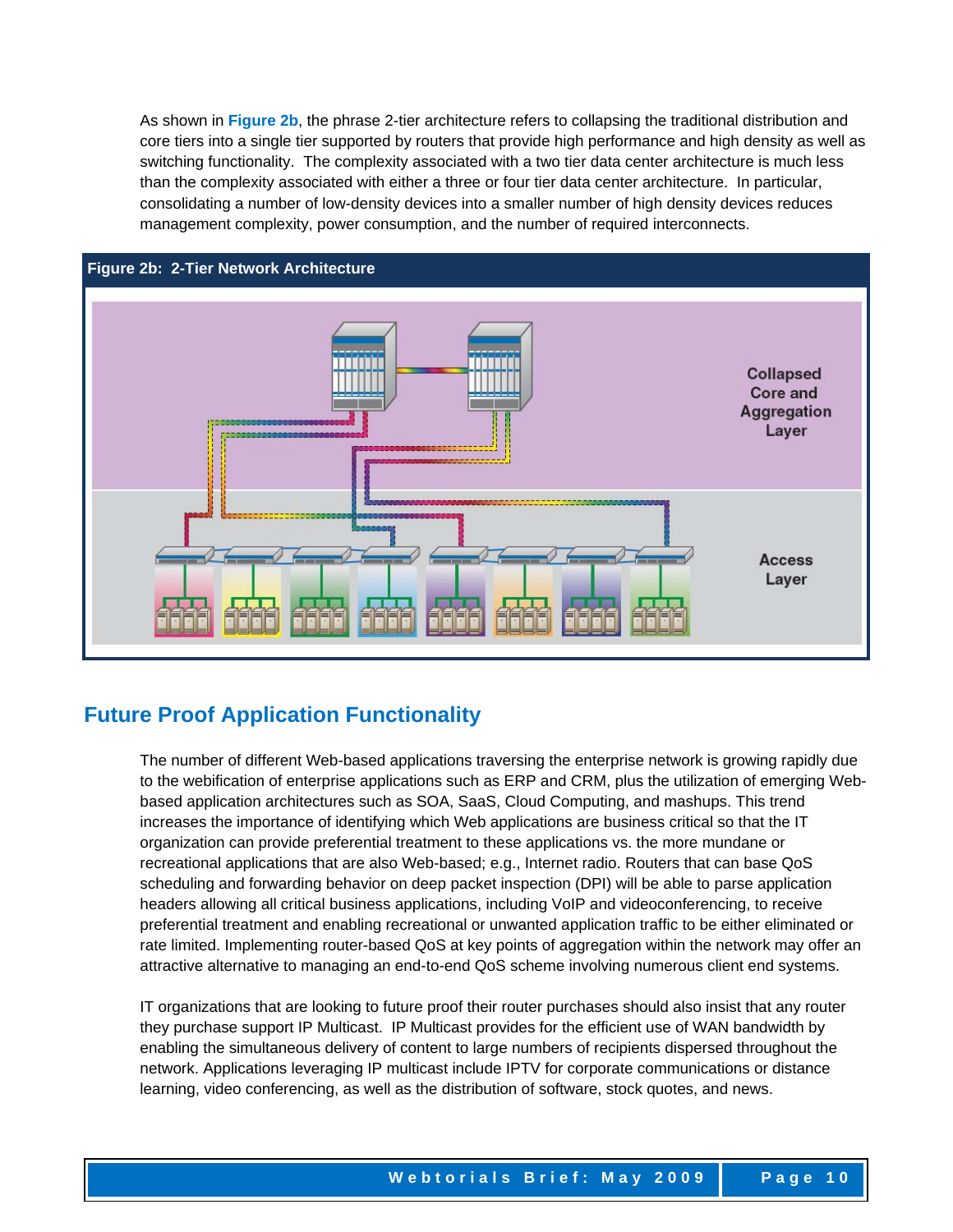As shown in **Figure 2b**, the phrase 2-tier architecture refers to collapsing the traditional distribution and core tiers into a single tier supported by routers that provide high performance and high density as well as switching functionality. The complexity associated with a two tier data center architecture is much less than the complexity associated with either a three or four tier data center architecture. In particular, consolidating a number of low-density devices into a smaller number of high density devices reduces management complexity, power consumption, and the number of required interconnects.

**Figure 2b: 2-Tier Network Architecture**

## Future Proof Application Functionality

The number of different Web-based applications traversing the enterprise network is growing rapidly due to the webification of enterprise applications such as ERP and CRM, plus the utilization of emerging Web-based application architectures such as SOA, SaaS, Cloud Computing, and mashups. This trend increases the importance of identifying which Web applications are business critical so that the IT organization can provide preferential treatment to these applications vs. the more mundane or recreational applications that are also Web-based; e.g., Internet radio. Routers that can base QoS scheduling and forwarding behavior on deep packet inspection (DPI) will be able to parse application headers allowing all critical business applications, including VoIP and videoconferencing, to receive preferential treatment and enabling recreational or unwanted application traffic to be either eliminated or rate limited. Implementing router-based QoS at key points of aggregation within the network may offer an attractive alternative to managing an end-to-end QoS scheme involving numerous client end systems.

IT organizations that are looking to future proof their router purchases should also insist that any router they purchase support IP Multicast. IP Multicast provides for the efficient use of WAN bandwidth by enabling the simultaneous delivery of content to large numbers of recipients dispersed throughout the network. Applications leveraging IP multicast include IPTV for corporate communications or distance learning, video conferencing, as well as the distribution of software, stock quotes, and news.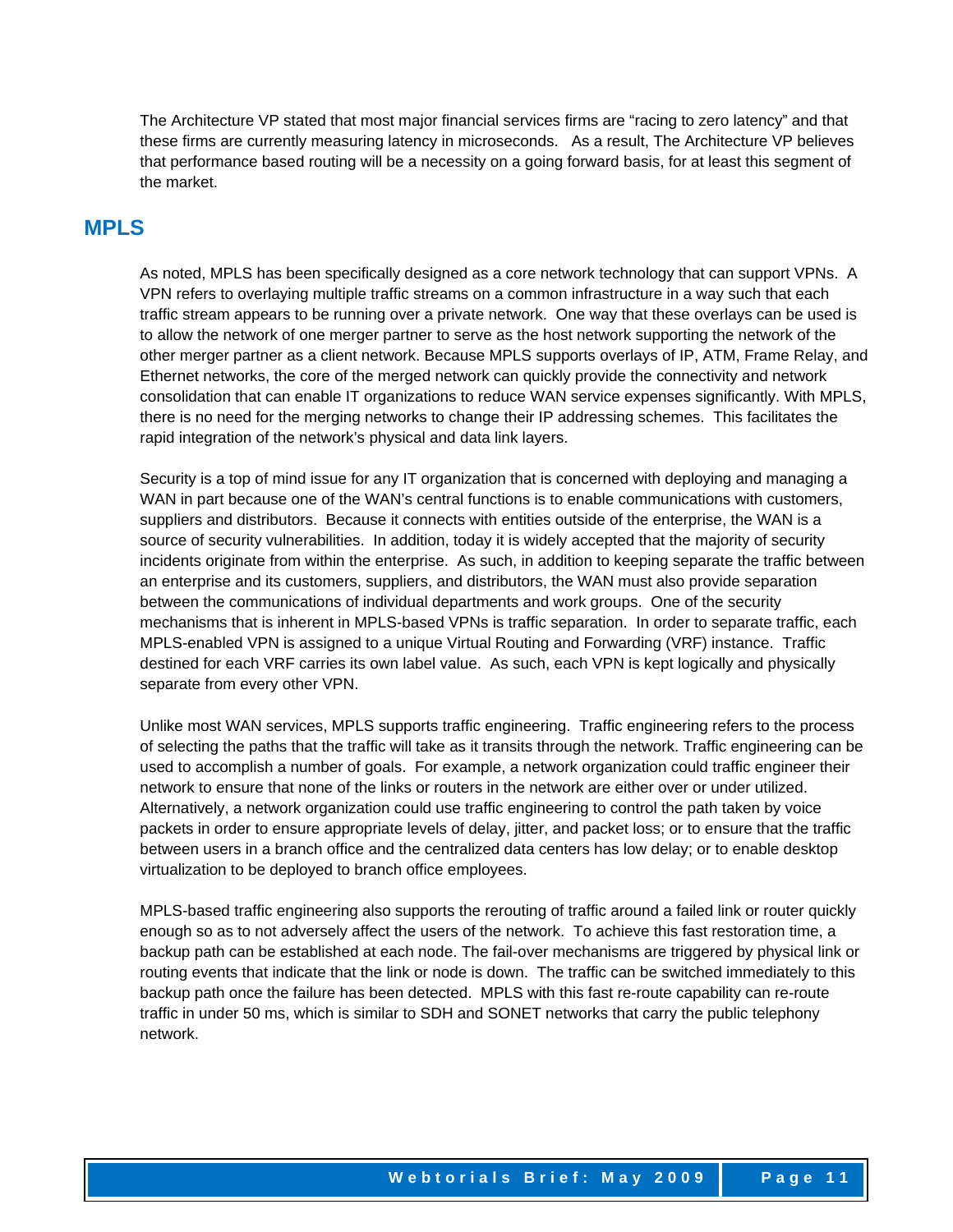The Architecture VP stated that most major financial services firms are "racing to zero latency" and that these firms are currently measuring latency in microseconds. As a result, The Architecture VP believes that performance based routing will be a necessity on a going forward basis, for at least this segment of the market.

## MPLS

As noted, MPLS has been specifically designed as a core network technology that can support VPNs. A VPN refers to overlaying multiple traffic streams on a common infrastructure in a way such that each traffic stream appears to be running over a private network. One way that these overlays can be used is to allow the network of one merger partner to serve as the host network supporting the network of the other merger partner as a client network. Because MPLS supports overlays of IP, ATM, Frame Relay, and Ethernet networks, the core of the merged network can quickly provide the connectivity and network consolidation that can enable IT organizations to reduce WAN service expenses significantly. With MPLS, there is no need for the merging networks to change their IP addressing schemes. This facilitates the rapid integration of the network's physical and data link layers.

Security is a top of mind issue for any IT organization that is concerned with deploying and managing a WAN in part because one of the WAN's central functions is to enable communications with customers, suppliers and distributors. Because it connects with entities outside of the enterprise, the WAN is a source of security vulnerabilities. In addition, today it is widely accepted that the majority of security incidents originate from within the enterprise. As such, in addition to keeping separate the traffic between an enterprise and its customers, suppliers, and distributors, the WAN must also provide separation between the communications of individual departments and work groups. One of the security mechanisms that is inherent in MPLS-based VPNs is traffic separation. In order to separate traffic, each MPLS-enabled VPN is assigned to a unique Virtual Routing and Forwarding (VRF) instance. Traffic destined for each VRF carries its own label value. As such, each VPN is kept logically and physically separate from every other VPN.

Unlike most WAN services, MPLS supports traffic engineering. Traffic engineering refers to the process of selecting the paths that the traffic will take as it transits through the network. Traffic engineering can be used to accomplish a number of goals. For example, a network organization could traffic engineer their network to ensure that none of the links or routers in the network are either over or under utilized. Alternatively, a network organization could use traffic engineering to control the path taken by voice packets in order to ensure appropriate levels of delay, jitter, and packet loss; or to ensure that the traffic between users in a branch office and the centralized data centers has low delay; or to enable desktop virtualization to be deployed to branch office employees.

MPLS-based traffic engineering also supports the rerouting of traffic around a failed link or router quickly enough so as to not adversely affect the users of the network. To achieve this fast restoration time, a backup path can be established at each node. The fail-over mechanisms are triggered by physical link or routing events that indicate that the link or node is down. The traffic can be switched immediately to this backup path once the failure has been detected. MPLS with this fast re-route capability can re-route traffic in under 50 ms, which is similar to SDH and SONET networks that carry the public telephony network.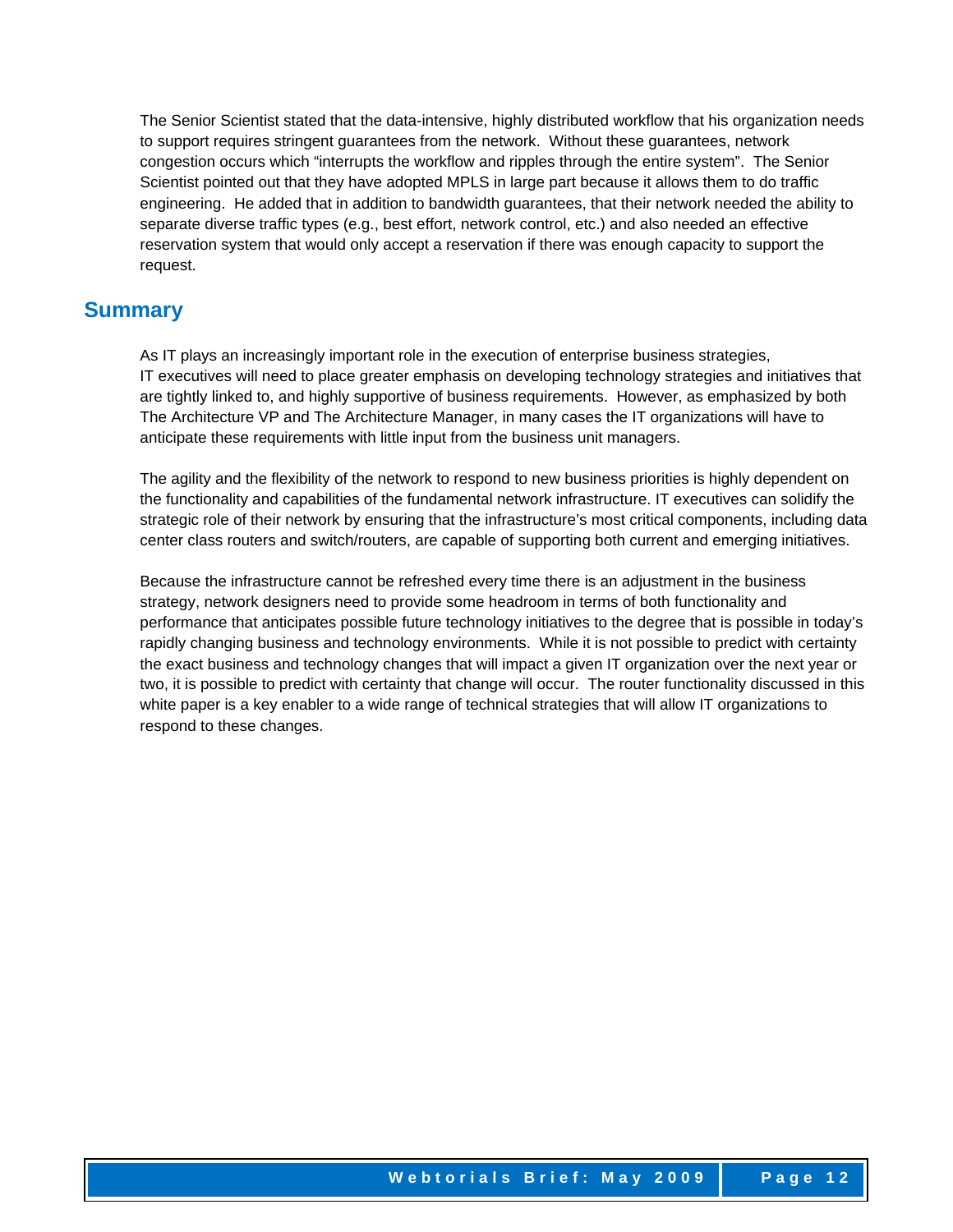The Senior Scientist stated that the data-intensive, highly distributed workflow that his organization needs to support requires stringent guarantees from the network. Without these guarantees, network congestion occurs which “interrupts the workflow and ripples through the entire system”. The Senior Scientist pointed out that they have adopted MPLS in large part because it allows them to do traffic engineering. He added that in addition to bandwidth guarantees, that their network needed the ability to separate diverse traffic types (e.g., best effort, network control, etc.) and also needed an effective reservation system that would only accept a reservation if there was enough capacity to support the request.

## Summary

As IT plays an increasingly important role in the execution of enterprise business strategies, IT executives will need to place greater emphasis on developing technology strategies and initiatives that are tightly linked to, and highly supportive of business requirements. However, as emphasized by both The Architecture VP and The Architecture Manager, in many cases the IT organizations will have to anticipate these requirements with little input from the business unit managers.

The agility and the flexibility of the network to respond to new business priorities is highly dependent on the functionality and capabilities of the fundamental network infrastructure. IT executives can solidify the strategic role of their network by ensuring that the infrastructure’s most critical components, including data center class routers and switch/routers, are capable of supporting both current and emerging initiatives.

Because the infrastructure cannot be refreshed every time there is an adjustment in the business strategy, network designers need to provide some headroom in terms of both functionality and performance that anticipates possible future technology initiatives to the degree that is possible in today’s rapidly changing business and technology environments. While it is not possible to predict with certainty the exact business and technology changes that will impact a given IT organization over the next year or two, it is possible to predict with certainty that change will occur. The router functionality discussed in this white paper is a key enabler to a wide range of technical strategies that will allow IT organizations to respond to these changes.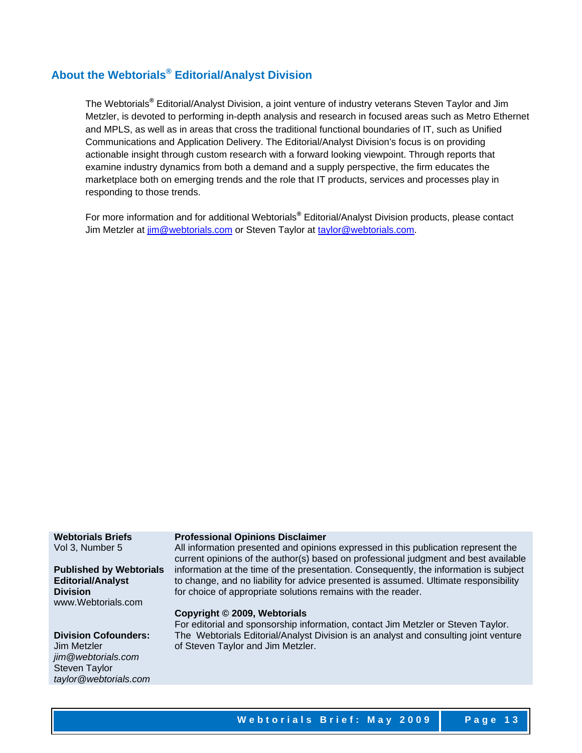## About the Webtorials® Editorial/Analyst Division

The Webtorials® Editorial/Analyst Division, a joint venture of industry veterans Steven Taylor and Jim Metzler, is devoted to performing in-depth analysis and research in focused areas such as Metro Ethernet and MPLS, as well as in areas that cross the traditional functional boundaries of IT, such as Unified Communications and Application Delivery. The Editorial/Analyst Division's focus is on providing actionable insight through custom research with a forward looking viewpoint. Through reports that examine industry dynamics from both a demand and a supply perspective, the firm educates the marketplace both on emerging trends and the role that IT products, services and processes play in responding to those trends.

For more information and for additional Webtorials® Editorial/Analyst Division products, please contact Jim Metzler at jim@webtorials.com or Steven Taylor at taylor@webtorials.com.

**Webtorials Briefs**
Vol 3, Number 5

**Published by Webtorials Editorial/Analyst Division**
www.Webtorials.com

**Division Cofounders:**
Jim Metzler
*jim@webtorials.com*
Steven Taylor
*taylor@webtorials.com*

**Professional Opinions Disclaimer**
All information presented and opinions expressed in this publication represent the current opinions of the author(s) based on professional judgment and best available information at the time of the presentation. Consequently, the information is subject to change, and no liability for advice presented is assumed. Ultimate responsibility for choice of appropriate solutions remains with the reader.

**Copyright © 2009, Webtorials**
For editorial and sponsorship information, contact Jim Metzler or Steven Taylor. The Webtorials Editorial/Analyst Division is an analyst and consulting joint venture of Steven Taylor and Jim Metzler.